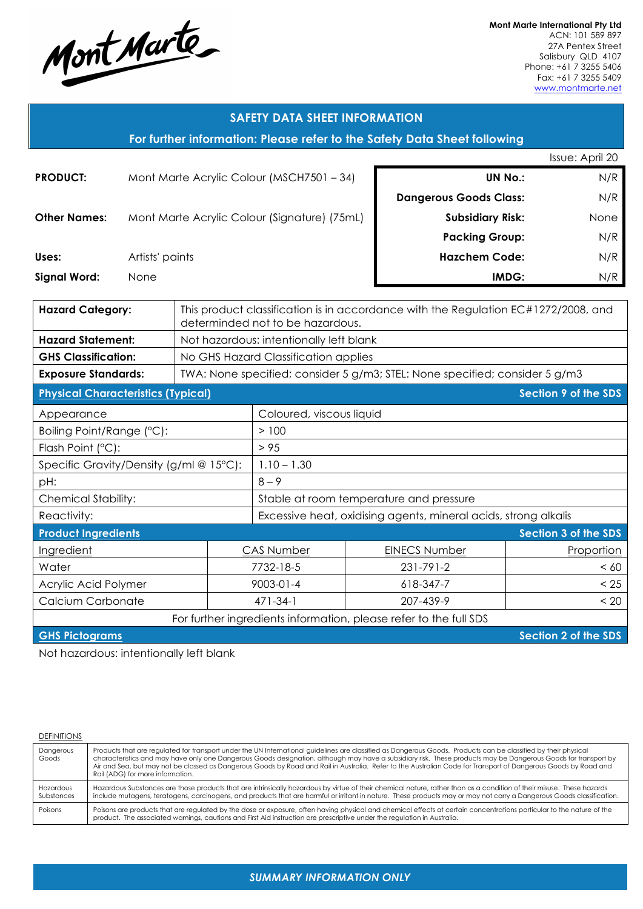Mont Marte

**Mont Marte International Pty Ltd**
ACN: 101 589 897
27A Pentex Street
Salisbury QLD 4107
Phone: +61 7 3255 5406
Fax: +61 7 3255 5409
www.montmarte.net

## SAFETY DATA SHEET INFORMATION

**For further information: Please refer to the Safety Data Sheet following**

Issue: April 20

| | |
|---|---|
| **PRODUCT:** | Mont Marte Acrylic Colour (MSCH7501 – 34) |
| **Other Names:** | Mont Marte Acrylic Colour (Signature) (75mL) |
| **Uses:** | Artists' paints |
| **Signal Word:** | None |

| | |
|---|---|
| **UN No.:** | N/R |
| **Dangerous Goods Class:** | N/R |
| **Subsidiary Risk:** | None |
| **Packing Group:** | N/R |
| **Hazchem Code:** | N/R |
| **IMDG:** | N/R |

| | |
|---|---|
| **Hazard Category:** | This product classification is in accordance with the Regulation EC#1272/2008, and determinded not to be hazardous. |
| **Hazard Statement:** | Not hazardous: intentionally left blank |
| **GHS Classification:** | No GHS Hazard Classification applies |
| **Exposure Standards:** | TWA: None specified; consider 5 g/m3; STEL: None specified; consider 5 g/m3 |

**Physical Characteristics (Typical)** — Section 9 of the SDS

| | |
|---|---|
| Appearance | Coloured, viscous liquid |
| Boiling Point/Range (°C): | > 100 |
| Flash Point (°C): | > 95 |
| Specific Gravity/Density (g/ml @ 15°C): | 1.10 – 1.30 |
| pH: | 8 – 9 |
| Chemical Stability: | Stable at room temperature and pressure |
| Reactivity: | Excessive heat, oxidising agents, mineral acids, strong alkalis |

**Product Ingredients** — Section 3 of the SDS

| Ingredient | CAS Number | EINECS Number | Proportion |
|---|---|---|---|
| Water | 7732-18-5 | 231-791-2 | < 60 |
| Acrylic Acid Polymer | 9003-01-4 | 618-347-7 | < 25 |
| Calcium Carbonate | 471-34-1 | 207-439-9 | < 20 |

For further ingredients information, please refer to the full SDS

**GHS Pictograms** — Section 2 of the SDS

Not hazardous: intentionally left blank

DEFINITIONS

| | |
|---|---|
| Dangerous Goods | Products that are regulated for transport under the UN International guidelines are classified as Dangerous Goods. Products can be classified by their physical characteristics and may have only one Dangerous Goods designation, although may have a subsidiary risk. These products may be Dangerous Goods for transport by Air and Sea, but may not be classed as Dangerous Goods by Road and Rail in Australia. Refer to the Australian Code for Transport of Dangerous Goods by Road and Rail (ADG) for more information. |
| Hazardous Substances | Hazardous Substances are those products that are intrinsically hazardous by virtue of their chemical nature, rather than as a condition of their misuse. These hazards include mutagens, teratogens, carcinogens, and products that are harmful or irritant in nature. These products may or may not carry a Dangerous Goods classification. |
| Poisons | Poisons are products that are regulated by the dose or exposure, often having physical and chemical effects at certain concentrations particular to the nature of the product. The associated warnings, cautions and First Aid instruction are prescriptive under the regulation in Australia. |

*SUMMARY INFORMATION ONLY*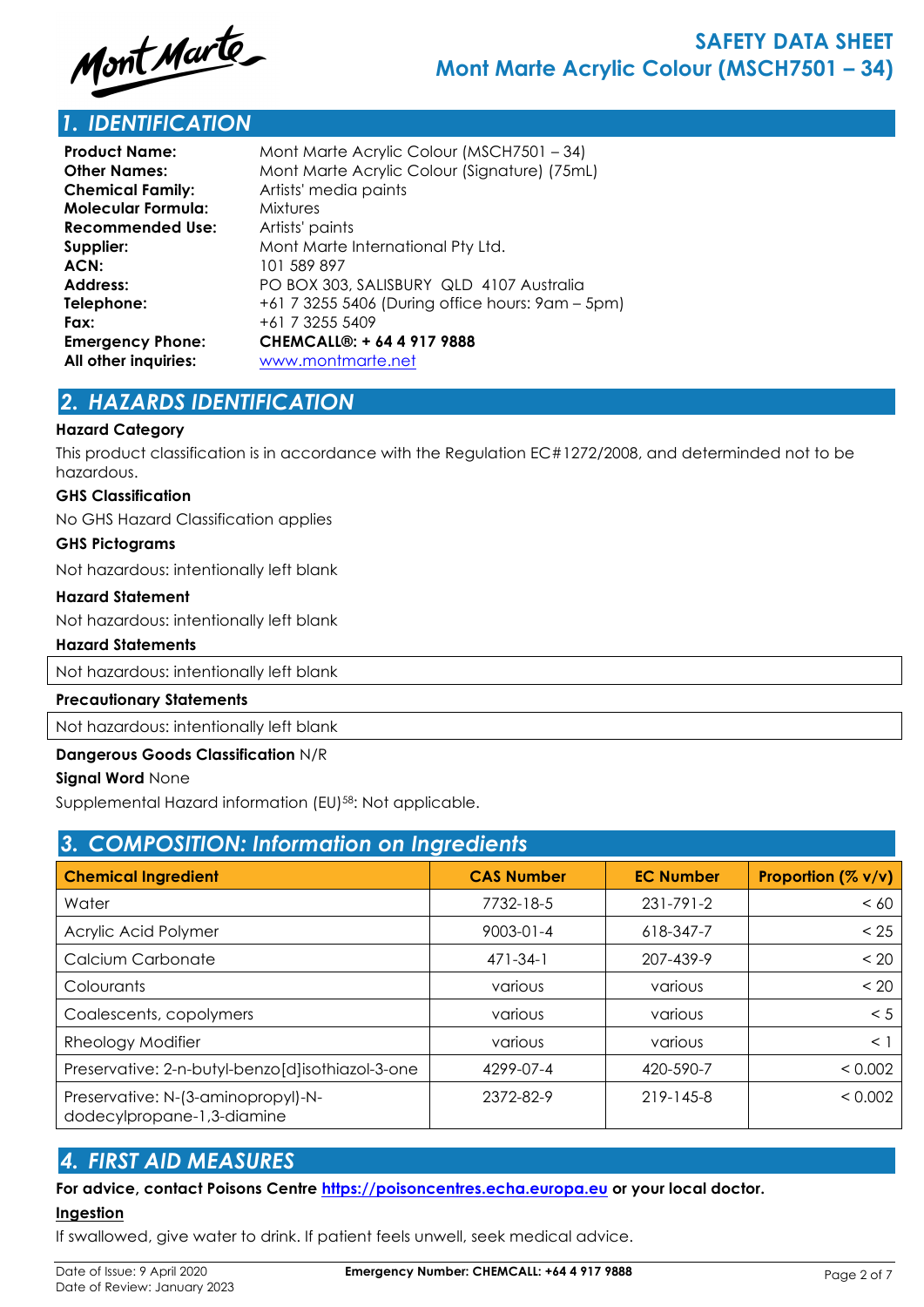## 1. IDENTIFICATION

**Product Name:** Mont Marte Acrylic Colour (MSCH7501 – 34)
**Other Names:** Mont Marte Acrylic Colour (Signature) (75mL)
**Chemical Family:** Artists' media paints
**Molecular Formula:** Mixtures
**Recommended Use:** Artists' paints
**Supplier:** Mont Marte International Pty Ltd.
**ACN:** 101 589 897
**Address:** PO BOX 303, SALISBURY QLD 4107 Australia
**Telephone:** +61 7 3255 5406 (During office hours: 9am – 5pm)
**Fax:** +61 7 3255 5409
**Emergency Phone:** **CHEMCALL®: + 64 4 917 9888**
**All other inquiries:** www.montmarte.net

## 2. HAZARDS IDENTIFICATION

**Hazard Category**

This product classification is in accordance with the Regulation EC#1272/2008, and determinded not to be hazardous.

**GHS Classification**

No GHS Hazard Classification applies

**GHS Pictograms**

Not hazardous: intentionally left blank

**Hazard Statement**

Not hazardous: intentionally left blank

**Hazard Statements**

Not hazardous: intentionally left blank

**Precautionary Statements**

Not hazardous: intentionally left blank

**Dangerous Goods Classification** N/R

**Signal Word** None

Supplemental Hazard information (EU)[58]: Not applicable.

## 3. COMPOSITION: Information on Ingredients

| Chemical Ingredient | CAS Number | EC Number | Proportion (% v/v) |
|---|---|---|---|
| Water | 7732-18-5 | 231-791-2 | < 60 |
| Acrylic Acid Polymer | 9003-01-4 | 618-347-7 | < 25 |
| Calcium Carbonate | 471-34-1 | 207-439-9 | < 20 |
| Colourants | various | various | < 20 |
| Coalescents, copolymers | various | various | < 5 |
| Rheology Modifier | various | various | < 1 |
| Preservative: 2-n-butyl-benzo[d]isothiazol-3-one | 4299-07-4 | 420-590-7 | < 0.002 |
| Preservative: N-(3-aminopropyl)-N-dodecylpropane-1,3-diamine | 2372-82-9 | 219-145-8 | < 0.002 |

## 4. FIRST AID MEASURES

**For advice, contact Poisons Centre https://poisoncentres.echa.europa.eu or your local doctor.**

**Ingestion**

If swallowed, give water to drink. If patient feels unwell, seek medical advice.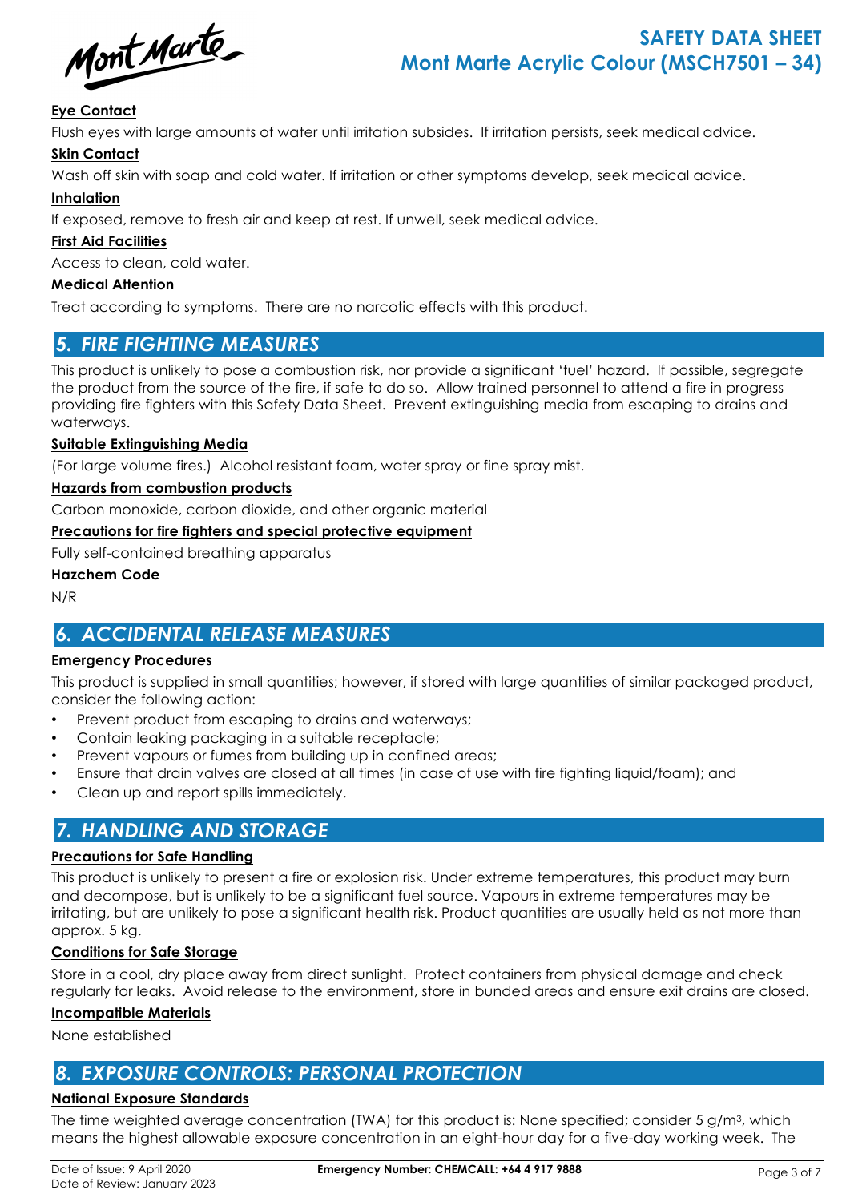**Eye Contact**

Flush eyes with large amounts of water until irritation subsides. If irritation persists, seek medical advice.

**Skin Contact**

Wash off skin with soap and cold water. If irritation or other symptoms develop, seek medical advice.

**Inhalation**

If exposed, remove to fresh air and keep at rest. If unwell, seek medical advice.

**First Aid Facilities**

Access to clean, cold water.

**Medical Attention**

Treat according to symptoms. There are no narcotic effects with this product.

## 5. FIRE FIGHTING MEASURES

This product is unlikely to pose a combustion risk, nor provide a significant 'fuel' hazard. If possible, segregate the product from the source of the fire, if safe to do so. Allow trained personnel to attend a fire in progress providing fire fighters with this Safety Data Sheet. Prevent extinguishing media from escaping to drains and waterways.

**Suitable Extinguishing Media**

(For large volume fires.) Alcohol resistant foam, water spray or fine spray mist.

**Hazards from combustion products**

Carbon monoxide, carbon dioxide, and other organic material

**Precautions for fire fighters and special protective equipment**

Fully self-contained breathing apparatus

**Hazchem Code**

N/R

## 6. ACCIDENTAL RELEASE MEASURES

**Emergency Procedures**

This product is supplied in small quantities; however, if stored with large quantities of similar packaged product, consider the following action:

- Prevent product from escaping to drains and waterways;
- Contain leaking packaging in a suitable receptacle;
- Prevent vapours or fumes from building up in confined areas;
- Ensure that drain valves are closed at all times (in case of use with fire fighting liquid/foam); and
- Clean up and report spills immediately.

## 7. HANDLING AND STORAGE

**Precautions for Safe Handling**

This product is unlikely to present a fire or explosion risk. Under extreme temperatures, this product may burn and decompose, but is unlikely to be a significant fuel source. Vapours in extreme temperatures may be irritating, but are unlikely to pose a significant health risk. Product quantities are usually held as not more than approx. 5 kg.

**Conditions for Safe Storage**

Store in a cool, dry place away from direct sunlight. Protect containers from physical damage and check regularly for leaks. Avoid release to the environment, store in bunded areas and ensure exit drains are closed.

**Incompatible Materials**

None established

## 8. EXPOSURE CONTROLS: PERSONAL PROTECTION

**National Exposure Standards**

The time weighted average concentration (TWA) for this product is: None specified; consider 5 g/m$^3$, which means the highest allowable exposure concentration in an eight-hour day for a five-day working week. The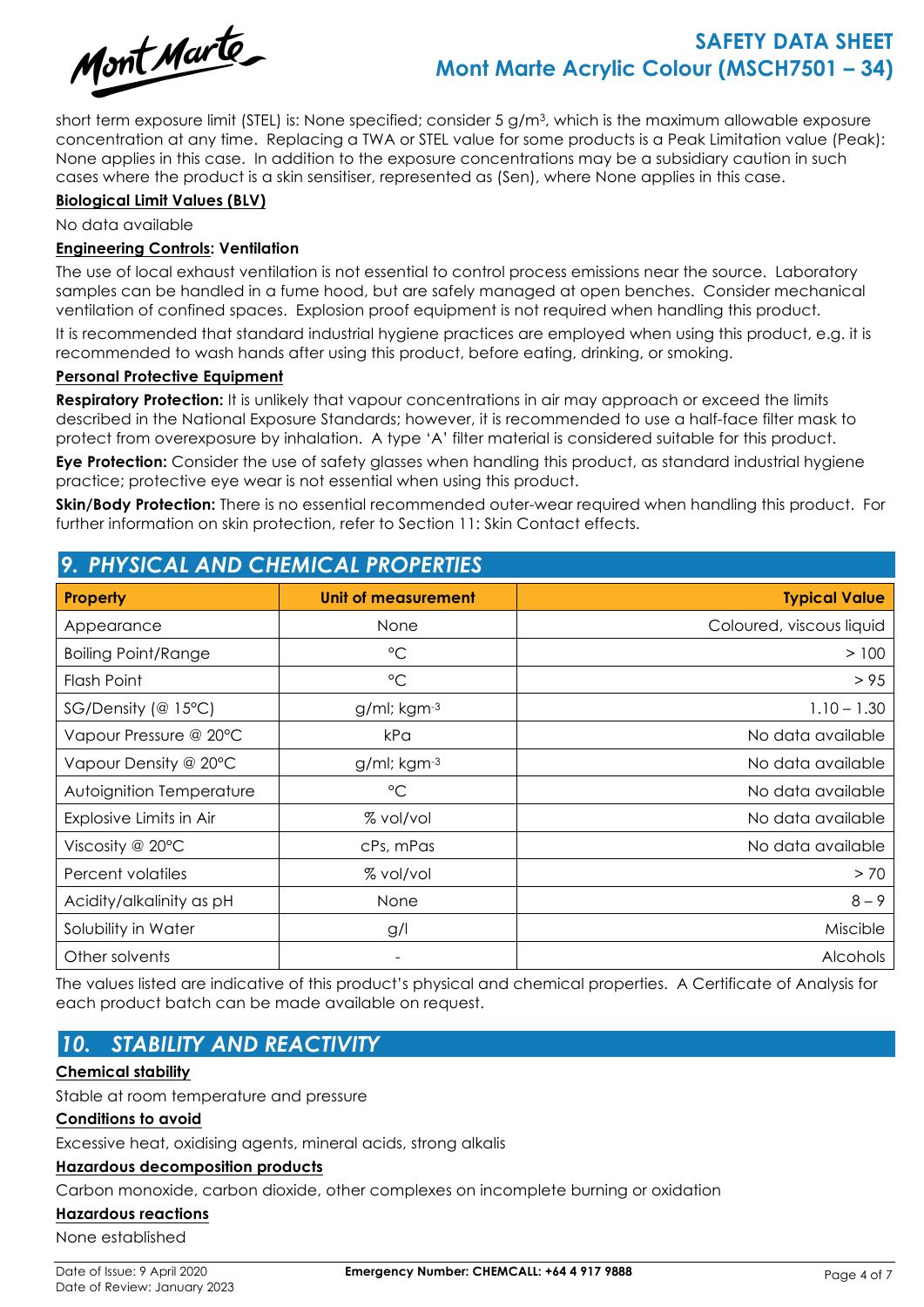short term exposure limit (STEL) is: None specified; consider 5 g/m$^3$, which is the maximum allowable exposure concentration at any time. Replacing a TWA or STEL value for some products is a Peak Limitation value (Peak): None applies in this case. In addition to the exposure concentrations may be a subsidiary caution in such cases where the product is a skin sensitiser, represented as (Sen), where None applies in this case.

**Biological Limit Values (BLV)**

No data available

**Engineering Controls: Ventilation**

The use of local exhaust ventilation is not essential to control process emissions near the source. Laboratory samples can be handled in a fume hood, but are safely managed at open benches. Consider mechanical ventilation of confined spaces. Explosion proof equipment is not required when handling this product.

It is recommended that standard industrial hygiene practices are employed when using this product, e.g. it is recommended to wash hands after using this product, before eating, drinking, or smoking.

**Personal Protective Equipment**

**Respiratory Protection:** It is unlikely that vapour concentrations in air may approach or exceed the limits described in the National Exposure Standards; however, it is recommended to use a half-face filter mask to protect from overexposure by inhalation. A type 'A' filter material is considered suitable for this product.

**Eye Protection:** Consider the use of safety glasses when handling this product, as standard industrial hygiene practice; protective eye wear is not essential when using this product.

**Skin/Body Protection:** There is no essential recommended outer-wear required when handling this product. For further information on skin protection, refer to Section 11: Skin Contact effects.

## 9. PHYSICAL AND CHEMICAL PROPERTIES

| Property | Unit of measurement | Typical Value |
|---|---|---|
| Appearance | None | Coloured, viscous liquid |
| Boiling Point/Range | °C | > 100 |
| Flash Point | °C | > 95 |
| SG/Density (@ 15°C) | g/ml; kgm$^{-3}$ | 1.10 – 1.30 |
| Vapour Pressure @ 20°C | kPa | No data available |
| Vapour Density @ 20°C | g/ml; kgm$^{-3}$ | No data available |
| Autoignition Temperature | °C | No data available |
| Explosive Limits in Air | % vol/vol | No data available |
| Viscosity @ 20°C | cPs, mPas | No data available |
| Percent volatiles | % vol/vol | > 70 |
| Acidity/alkalinity as pH | None | 8 – 9 |
| Solubility in Water | g/l | Miscible |
| Other solvents | - | Alcohols |

The values listed are indicative of this product's physical and chemical properties. A Certificate of Analysis for each product batch can be made available on request.

## 10. STABILITY AND REACTIVITY

**Chemical stability**

Stable at room temperature and pressure

**Conditions to avoid**

Excessive heat, oxidising agents, mineral acids, strong alkalis

**Hazardous decomposition products**

Carbon monoxide, carbon dioxide, other complexes on incomplete burning or oxidation

**Hazardous reactions**

None established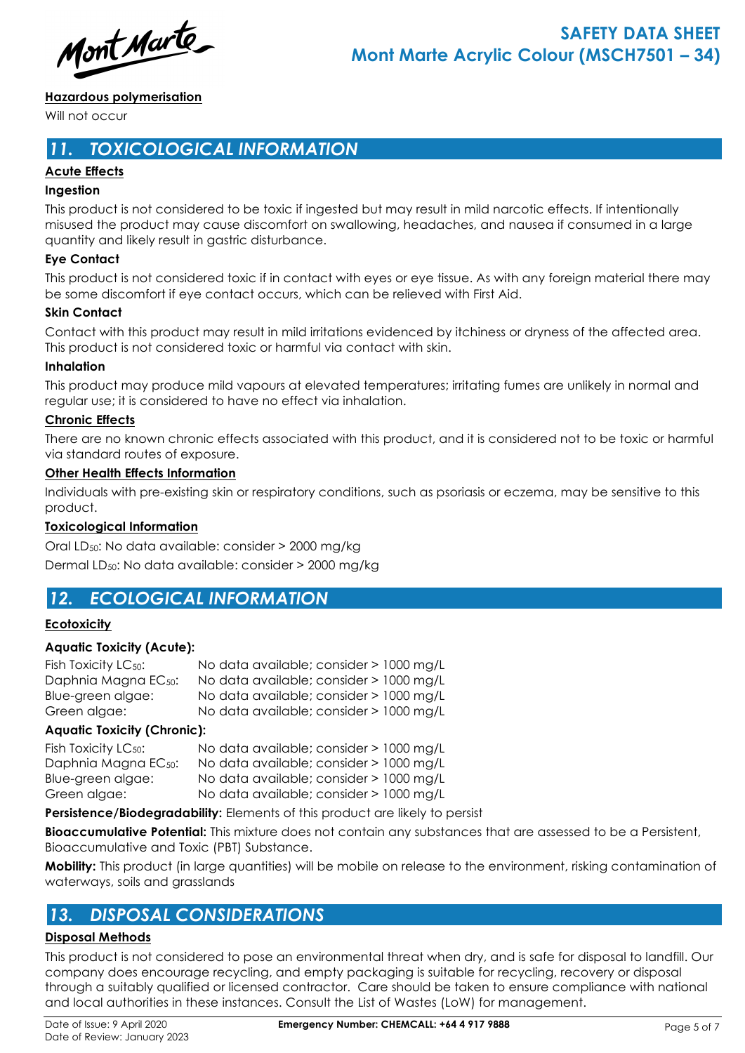**Hazardous polymerisation**

Will not occur

## 11. TOXICOLOGICAL INFORMATION

**Acute Effects**

**Ingestion**

This product is not considered to be toxic if ingested but may result in mild narcotic effects. If intentionally misused the product may cause discomfort on swallowing, headaches, and nausea if consumed in a large quantity and likely result in gastric disturbance.

**Eye Contact**

This product is not considered toxic if in contact with eyes or eye tissue. As with any foreign material there may be some discomfort if eye contact occurs, which can be relieved with First Aid.

**Skin Contact**

Contact with this product may result in mild irritations evidenced by itchiness or dryness of the affected area. This product is not considered toxic or harmful via contact with skin.

**Inhalation**

This product may produce mild vapours at elevated temperatures; irritating fumes are unlikely in normal and regular use; it is considered to have no effect via inhalation.

**Chronic Effects**

There are no known chronic effects associated with this product, and it is considered not to be toxic or harmful via standard routes of exposure.

**Other Health Effects Information**

Individuals with pre-existing skin or respiratory conditions, such as psoriasis or eczema, may be sensitive to this product.

**Toxicological Information**

Oral $LD_{50}$: No data available: consider > 2000 mg/kg

Dermal $LD_{50}$: No data available: consider > 2000 mg/kg

## 12. ECOLOGICAL INFORMATION

**Ecotoxicity**

**Aquatic Toxicity (Acute):**

| | |
|---|---|
| Fish Toxicity $LC_{50}$: | No data available; consider > 1000 mg/L |
| Daphnia Magna $EC_{50}$: | No data available; consider > 1000 mg/L |
| Blue-green algae: | No data available; consider > 1000 mg/L |
| Green algae: | No data available; consider > 1000 mg/L |

**Aquatic Toxicity (Chronic):**

| | |
|---|---|
| Fish Toxicity $LC_{50}$: | No data available; consider > 1000 mg/L |
| Daphnia Magna $EC_{50}$: | No data available; consider > 1000 mg/L |
| Blue-green algae: | No data available; consider > 1000 mg/L |
| Green algae: | No data available; consider > 1000 mg/L |

**Persistence/Biodegradability:** Elements of this product are likely to persist

**Bioaccumulative Potential:** This mixture does not contain any substances that are assessed to be a Persistent, Bioaccumulative and Toxic (PBT) Substance.

**Mobility:** This product (in large quantities) will be mobile on release to the environment, risking contamination of waterways, soils and grasslands

## 13. DISPOSAL CONSIDERATIONS

**Disposal Methods**

This product is not considered to pose an environmental threat when dry, and is safe for disposal to landfill. Our company does encourage recycling, and empty packaging is suitable for recycling, recovery or disposal through a suitably qualified or licensed contractor. Care should be taken to ensure compliance with national and local authorities in these instances. Consult the List of Wastes (LoW) for management.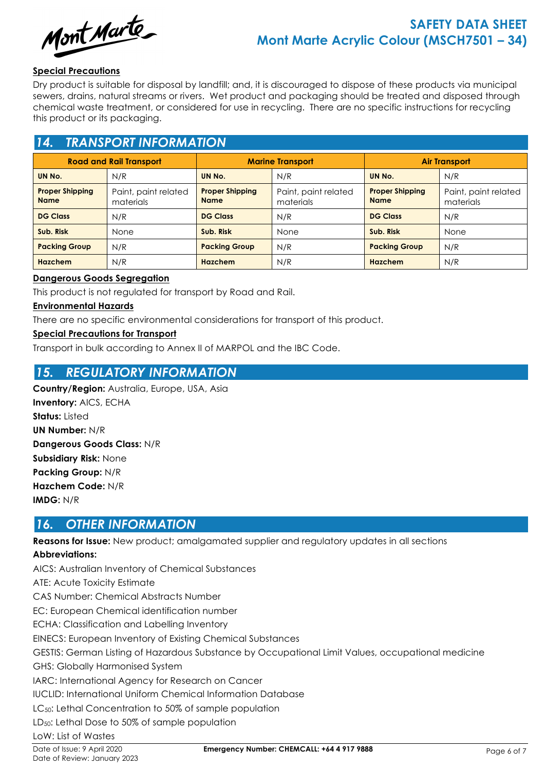**Special Precautions**

Dry product is suitable for disposal by landfill; and, it is discouraged to dispose of these products via municipal sewers, drains, natural streams or rivers. Wet product and packaging should be treated and disposed through chemical waste treatment, or considered for use in recycling. There are no specific instructions for recycling this product or its packaging.

## 14. TRANSPORT INFORMATION

| Road and Rail Transport | | Marine Transport | | Air Transport | |
|---|---|---|---|---|---|
| **UN No.** | N/R | **UN No.** | N/R | **UN No.** | N/R |
| **Proper Shipping Name** | Paint, paint related materials | **Proper Shipping Name** | Paint, paint related materials | **Proper Shipping Name** | Paint, paint related materials |
| **DG Class** | N/R | **DG Class** | N/R | **DG Class** | N/R |
| **Sub. Risk** | None | **Sub. Risk** | None | **Sub. Risk** | None |
| **Packing Group** | N/R | **Packing Group** | N/R | **Packing Group** | N/R |
| **Hazchem** | N/R | **Hazchem** | N/R | **Hazchem** | N/R |

**Dangerous Goods Segregation**

This product is not regulated for transport by Road and Rail.

**Environmental Hazards**

There are no specific environmental considerations for transport of this product.

**Special Precautions for Transport**

Transport in bulk according to Annex II of MARPOL and the IBC Code.

## 15. REGULATORY INFORMATION

**Country/Region:** Australia, Europe, USA, Asia
**Inventory:** AICS, ECHA
**Status:** Listed
**UN Number:** N/R
**Dangerous Goods Class:** N/R
**Subsidiary Risk:** None
**Packing Group:** N/R
**Hazchem Code:** N/R
**IMDG:** N/R

## 16. OTHER INFORMATION

**Reasons for Issue:** New product; amalgamated supplier and regulatory updates in all sections

**Abbreviations:**

AICS: Australian Inventory of Chemical Substances
ATE: Acute Toxicity Estimate
CAS Number: Chemical Abstracts Number
EC: European Chemical identification number
ECHA: Classification and Labelling Inventory
EINECS: European Inventory of Existing Chemical Substances
GESTIS: German Listing of Hazardous Substance by Occupational Limit Values, occupational medicine
GHS: Globally Harmonised System
IARC: International Agency for Research on Cancer
IUCLID: International Uniform Chemical Information Database
$LC_{50}$: Lethal Concentration to 50% of sample population
$LD_{50}$: Lethal Dose to 50% of sample population
LoW: List of Wastes

Date of Issue: 9 April 2020
Date of Review: January 2023
**Emergency Number: CHEMCALL: +64 4 917 9888**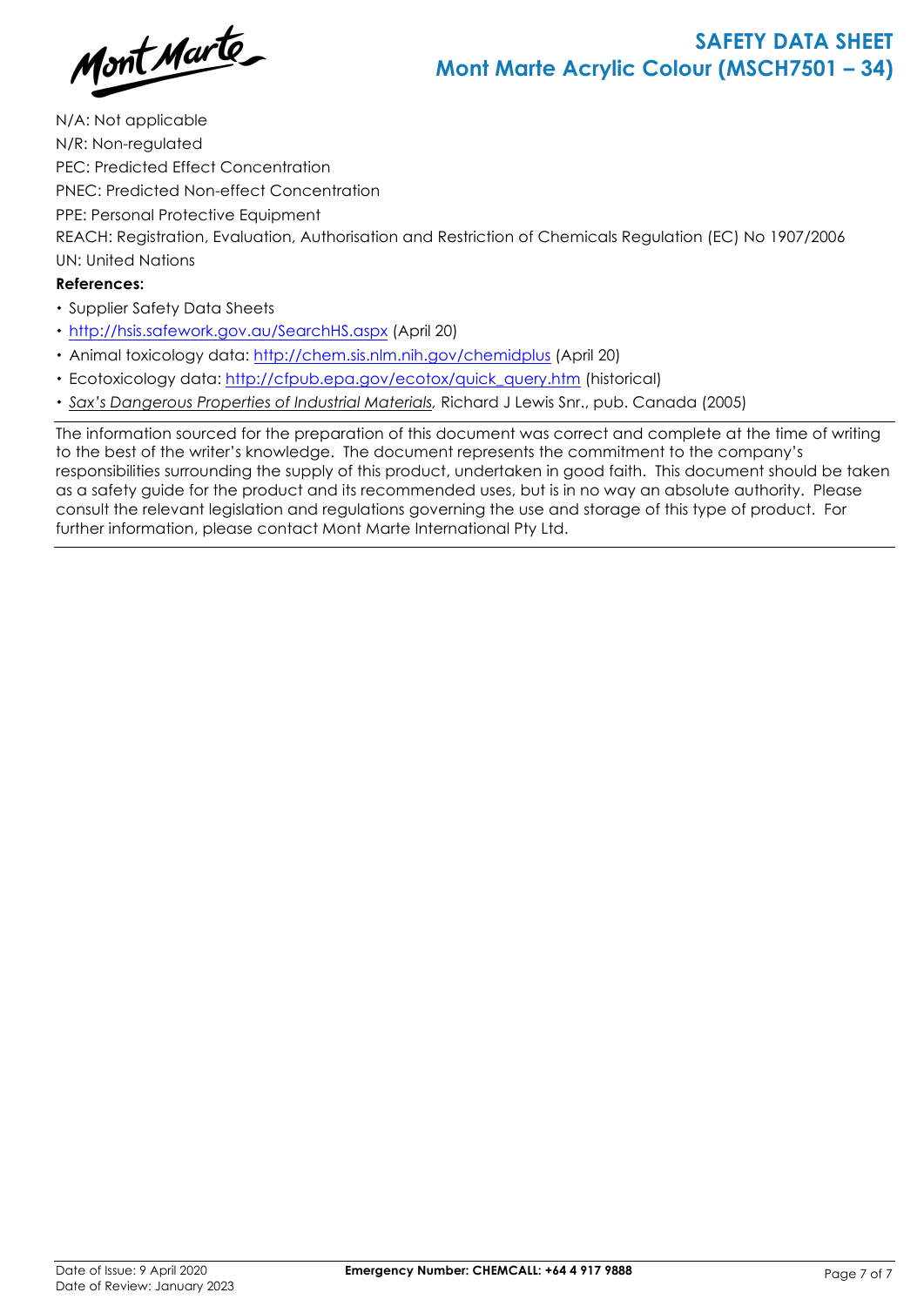N/A: Not applicable

N/R: Non-regulated

PEC: Predicted Effect Concentration

PNEC: Predicted Non-effect Concentration

PPE: Personal Protective Equipment

REACH: Registration, Evaluation, Authorisation and Restriction of Chemicals Regulation (EC) No 1907/2006

UN: United Nations

**References:**

- Supplier Safety Data Sheets
- http://hsis.safework.gov.au/SearchHS.aspx (April 20)
- Animal toxicology data: http://chem.sis.nlm.nih.gov/chemidplus (April 20)
- Ecotoxicology data: http://cfpub.epa.gov/ecotox/quick_query.htm (historical)
- *Sax's Dangerous Properties of Industrial Materials,* Richard J Lewis Snr., pub. Canada (2005)

---

The information sourced for the preparation of this document was correct and complete at the time of writing to the best of the writer's knowledge. The document represents the commitment to the company's responsibilities surrounding the supply of this product, undertaken in good faith. This document should be taken as a safety guide for the product and its recommended uses, but is in no way an absolute authority. Please consult the relevant legislation and regulations governing the use and storage of this type of product. For further information, please contact Mont Marte International Pty Ltd.

---